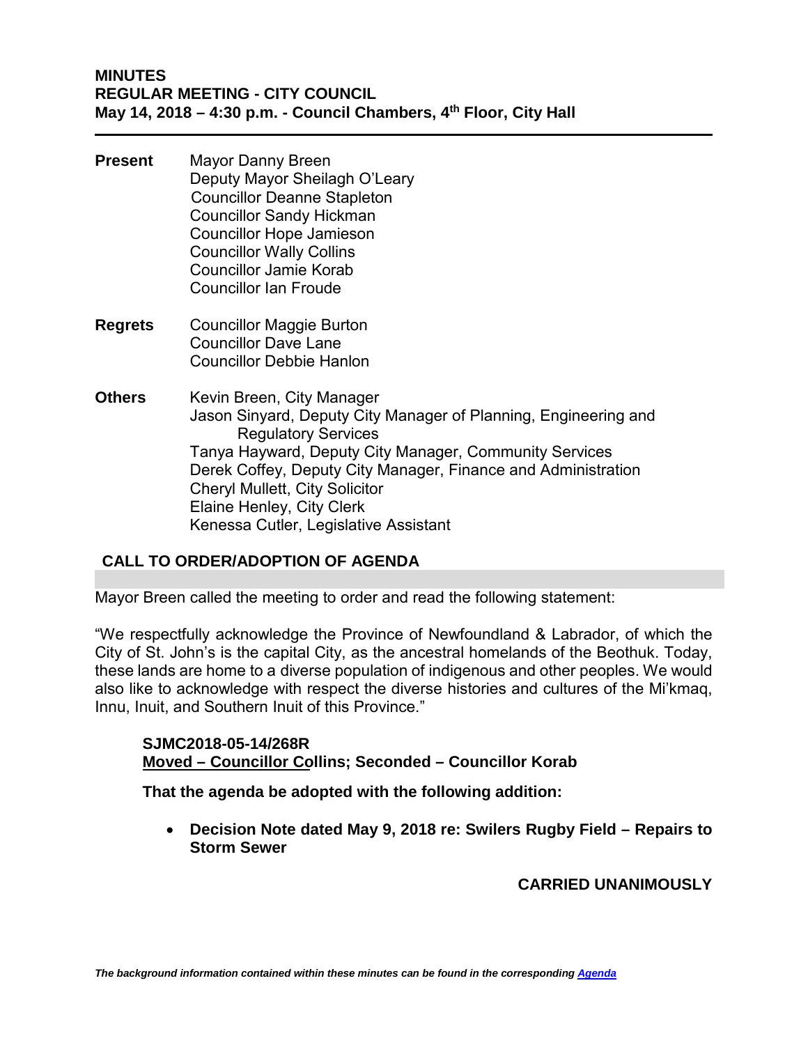**MINUTES**
**REGULAR MEETING - CITY COUNCIL**
**May 14, 2018 – 4:30 p.m. - Council Chambers, 4th Floor, City Hall**

---

**Present** Mayor Danny Breen
Deputy Mayor Sheilagh O'Leary
Councillor Deanne Stapleton
Councillor Sandy Hickman
Councillor Hope Jamieson
Councillor Wally Collins
Councillor Jamie Korab
Councillor Ian Froude

**Regrets** Councillor Maggie Burton
Councillor Dave Lane
Councillor Debbie Hanlon

**Others** Kevin Breen, City Manager
Jason Sinyard, Deputy City Manager of Planning, Engineering and Regulatory Services
Tanya Hayward, Deputy City Manager, Community Services
Derek Coffey, Deputy City Manager, Finance and Administration
Cheryl Mullett, City Solicitor
Elaine Henley, City Clerk
Kenessa Cutler, Legislative Assistant

## CALL TO ORDER/ADOPTION OF AGENDA

Mayor Breen called the meeting to order and read the following statement:

"We respectfully acknowledge the Province of Newfoundland & Labrador, of which the City of St. John's is the capital City, as the ancestral homelands of the Beothuk. Today, these lands are home to a diverse population of indigenous and other peoples. We would also like to acknowledge with respect the diverse histories and cultures of the Mi'kmaq, Innu, Inuit, and Southern Inuit of this Province."

**SJMC2018-05-14/268R**
**Moved – Councillor Collins; Seconded – Councillor Korab**

**That the agenda be adopted with the following addition:**

- **Decision Note dated May 9, 2018 re: Swilers Rugby Field – Repairs to Storm Sewer**

**CARRIED UNANIMOUSLY**

*The background information contained within these minutes can be found in the corresponding Agenda*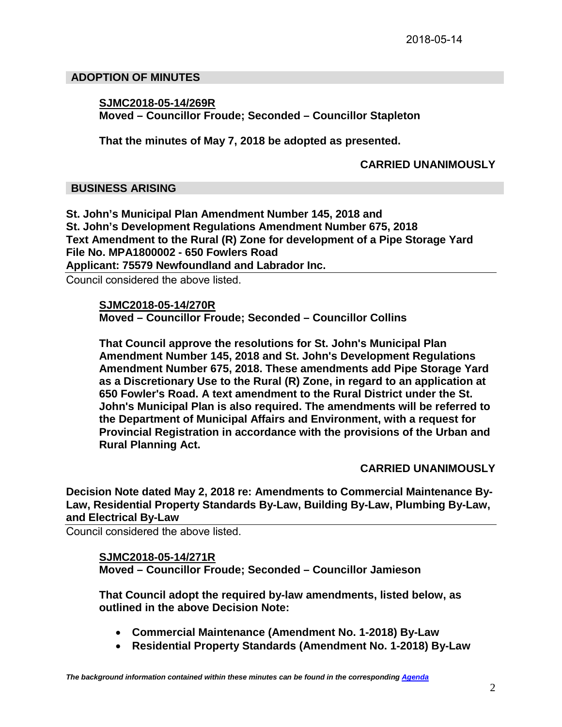## ADOPTION OF MINUTES

**SJMC2018-05-14/269R**
**Moved – Councillor Froude; Seconded – Councillor Stapleton**

**That the minutes of May 7, 2018 be adopted as presented.**

**CARRIED UNANIMOUSLY**

## BUSINESS ARISING

**St. John's Municipal Plan Amendment Number 145, 2018 and**
**St. John's Development Regulations Amendment Number 675, 2018**
**Text Amendment to the Rural (R) Zone for development of a Pipe Storage Yard**
**File No. MPA1800002 - 650 Fowlers Road**
**Applicant: 75579 Newfoundland and Labrador Inc.**

Council considered the above listed.

**SJMC2018-05-14/270R**
**Moved – Councillor Froude; Seconded – Councillor Collins**

**That Council approve the resolutions for St. John's Municipal Plan Amendment Number 145, 2018 and St. John's Development Regulations Amendment Number 675, 2018. These amendments add Pipe Storage Yard as a Discretionary Use to the Rural (R) Zone, in regard to an application at 650 Fowler's Road. A text amendment to the Rural District under the St. John's Municipal Plan is also required. The amendments will be referred to the Department of Municipal Affairs and Environment, with a request for Provincial Registration in accordance with the provisions of the Urban and Rural Planning Act.**

**CARRIED UNANIMOUSLY**

**Decision Note dated May 2, 2018 re: Amendments to Commercial Maintenance By-Law, Residential Property Standards By-Law, Building By-Law, Plumbing By-Law, and Electrical By-Law**

Council considered the above listed.

**SJMC2018-05-14/271R**
**Moved – Councillor Froude; Seconded – Councillor Jamieson**

**That Council adopt the required by-law amendments, listed below, as outlined in the above Decision Note:**

- **Commercial Maintenance (Amendment No. 1-2018) By-Law**
- **Residential Property Standards (Amendment No. 1-2018) By-Law**

*The background information contained within these minutes can be found in the corresponding Agenda*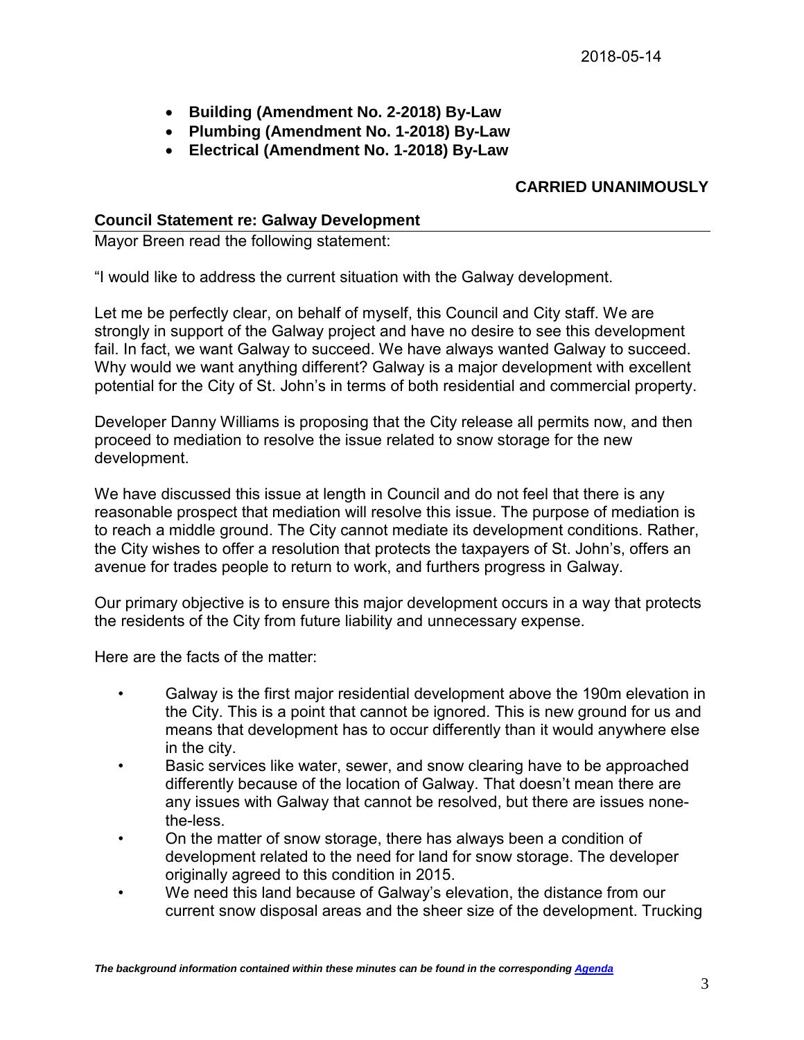- **Building (Amendment No. 2-2018) By-Law**
- **Plumbing (Amendment No. 1-2018) By-Law**
- **Electrical (Amendment No. 1-2018) By-Law**

**CARRIED UNANIMOUSLY**

## Council Statement re: Galway Development

Mayor Breen read the following statement:

"I would like to address the current situation with the Galway development.

Let me be perfectly clear, on behalf of myself, this Council and City staff. We are strongly in support of the Galway project and have no desire to see this development fail. In fact, we want Galway to succeed. We have always wanted Galway to succeed. Why would we want anything different? Galway is a major development with excellent potential for the City of St. John's in terms of both residential and commercial property.

Developer Danny Williams is proposing that the City release all permits now, and then proceed to mediation to resolve the issue related to snow storage for the new development.

We have discussed this issue at length in Council and do not feel that there is any reasonable prospect that mediation will resolve this issue. The purpose of mediation is to reach a middle ground. The City cannot mediate its development conditions. Rather, the City wishes to offer a resolution that protects the taxpayers of St. John's, offers an avenue for trades people to return to work, and furthers progress in Galway.

Our primary objective is to ensure this major development occurs in a way that protects the residents of the City from future liability and unnecessary expense.

Here are the facts of the matter:

- Galway is the first major residential development above the 190m elevation in the City. This is a point that cannot be ignored. This is new ground for us and means that development has to occur differently than it would anywhere else in the city.
- Basic services like water, sewer, and snow clearing have to be approached differently because of the location of Galway. That doesn't mean there are any issues with Galway that cannot be resolved, but there are issues none-the-less.
- On the matter of snow storage, there has always been a condition of development related to the need for land for snow storage. The developer originally agreed to this condition in 2015.
- We need this land because of Galway's elevation, the distance from our current snow disposal areas and the sheer size of the development. Trucking

*The background information contained within these minutes can be found in the corresponding Agenda*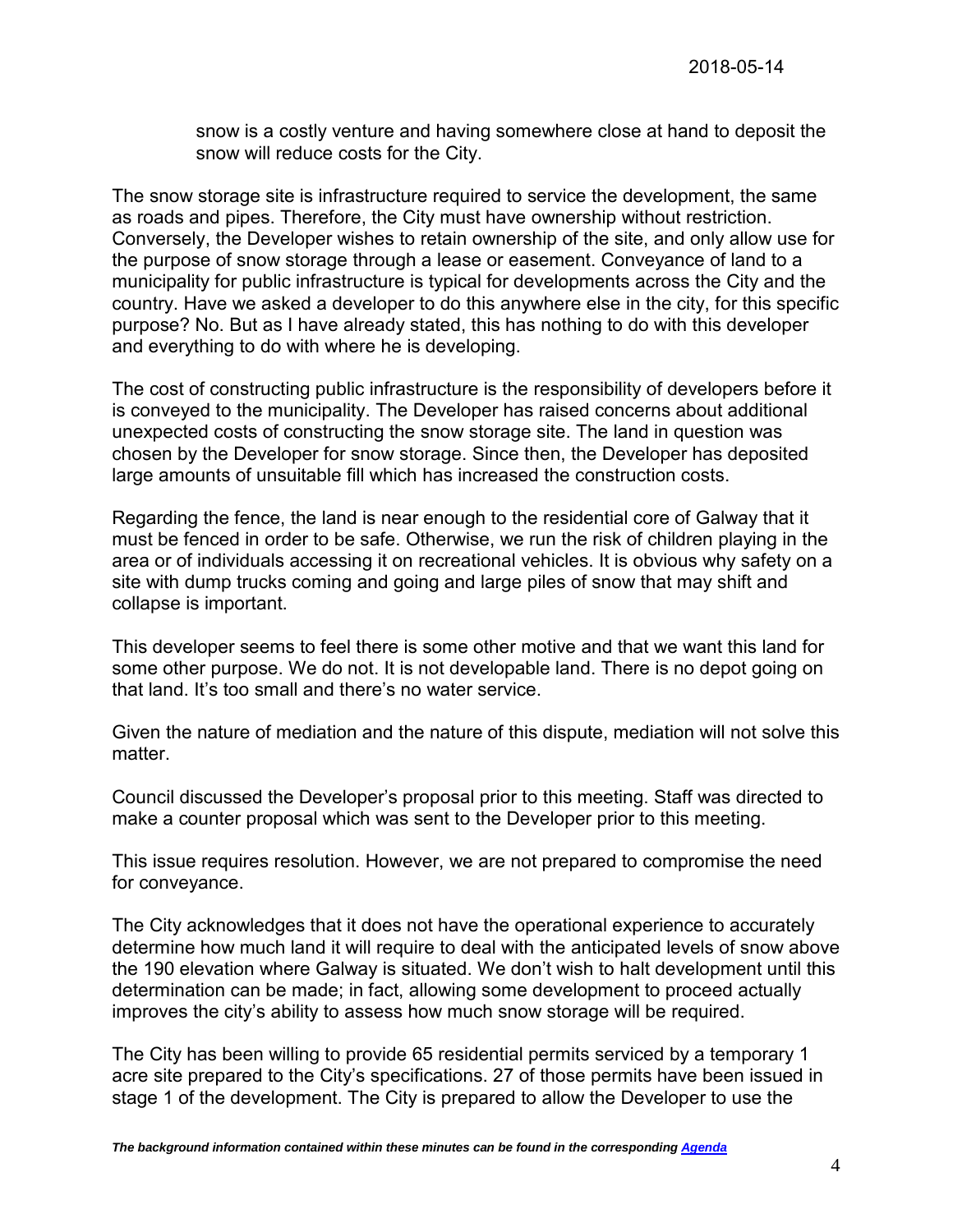snow is a costly venture and having somewhere close at hand to deposit the snow will reduce costs for the City.

The snow storage site is infrastructure required to service the development, the same as roads and pipes. Therefore, the City must have ownership without restriction. Conversely, the Developer wishes to retain ownership of the site, and only allow use for the purpose of snow storage through a lease or easement. Conveyance of land to a municipality for public infrastructure is typical for developments across the City and the country. Have we asked a developer to do this anywhere else in the city, for this specific purpose? No. But as I have already stated, this has nothing to do with this developer and everything to do with where he is developing.

The cost of constructing public infrastructure is the responsibility of developers before it is conveyed to the municipality. The Developer has raised concerns about additional unexpected costs of constructing the snow storage site. The land in question was chosen by the Developer for snow storage. Since then, the Developer has deposited large amounts of unsuitable fill which has increased the construction costs.

Regarding the fence, the land is near enough to the residential core of Galway that it must be fenced in order to be safe. Otherwise, we run the risk of children playing in the area or of individuals accessing it on recreational vehicles. It is obvious why safety on a site with dump trucks coming and going and large piles of snow that may shift and collapse is important.

This developer seems to feel there is some other motive and that we want this land for some other purpose. We do not. It is not developable land. There is no depot going on that land. It's too small and there's no water service.

Given the nature of mediation and the nature of this dispute, mediation will not solve this matter.

Council discussed the Developer's proposal prior to this meeting. Staff was directed to make a counter proposal which was sent to the Developer prior to this meeting.

This issue requires resolution. However, we are not prepared to compromise the need for conveyance.

The City acknowledges that it does not have the operational experience to accurately determine how land it will require to deal with the anticipated levels of snow above the 190 elevation where Galway is situated. We don't wish to halt development until this determination can be made; in fact, allowing some development to proceed actually improves the city's ability to assess how much snow storage will be required.

The City has been willing to provide 65 residential permits serviced by a temporary 1 acre site prepared to the City's specifications. 27 of those permits have been issued in stage 1 of the development. The City is prepared to allow the Developer to use the

*The background information contained within these minutes can be found in the corresponding [Agenda]()*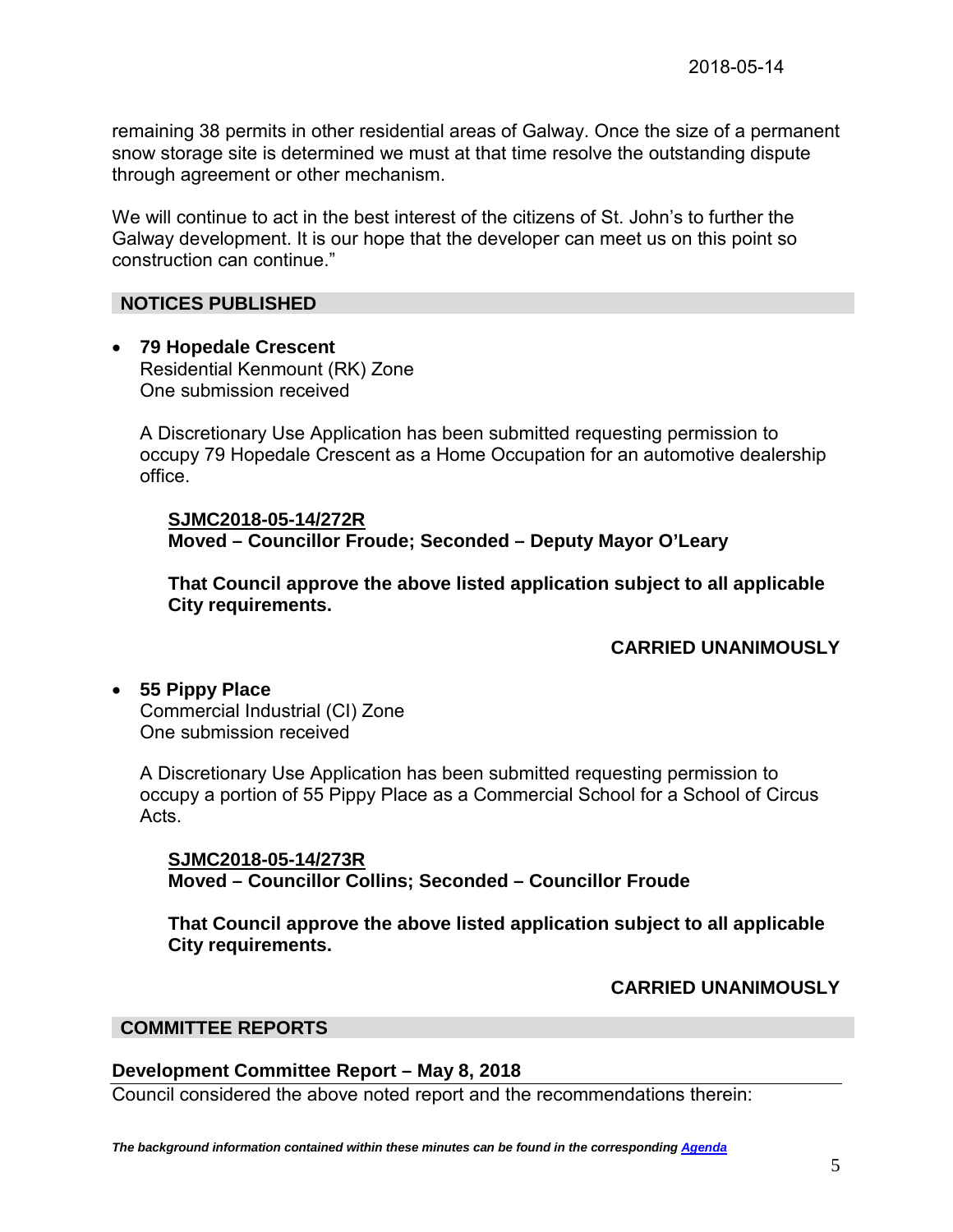remaining 38 permits in other residential areas of Galway. Once the size of a permanent snow storage site is determined we must at that time resolve the outstanding dispute through agreement or other mechanism.

We will continue to act in the best interest of the citizens of St. John's to further the Galway development. It is our hope that the developer can meet us on this point so construction can continue."

## NOTICES PUBLISHED

- **79 Hopedale Crescent**
  Residential Kenmount (RK) Zone
  One submission received

  A Discretionary Use Application has been submitted requesting permission to occupy 79 Hopedale Crescent as a Home Occupation for an automotive dealership office.

  **SJMC2018-05-14/272R**
  **Moved – Councillor Froude; Seconded – Deputy Mayor O'Leary**

  **That Council approve the above listed application subject to all applicable City requirements.**

  **CARRIED UNANIMOUSLY**

- **55 Pippy Place**
  Commercial Industrial (CI) Zone
  One submission received

  A Discretionary Use Application has been submitted requesting permission to occupy a portion of 55 Pippy Place as a Commercial School for a School of Circus Acts.

  **SJMC2018-05-14/273R**
  **Moved – Councillor Collins; Seconded – Councillor Froude**

  **That Council approve the above listed application subject to all applicable City requirements.**

  **CARRIED UNANIMOUSLY**

## COMMITTEE REPORTS

### Development Committee Report – May 8, 2018

Council considered the above noted report and the recommendations therein:

*The background information contained within these minutes can be found in the corresponding Agenda*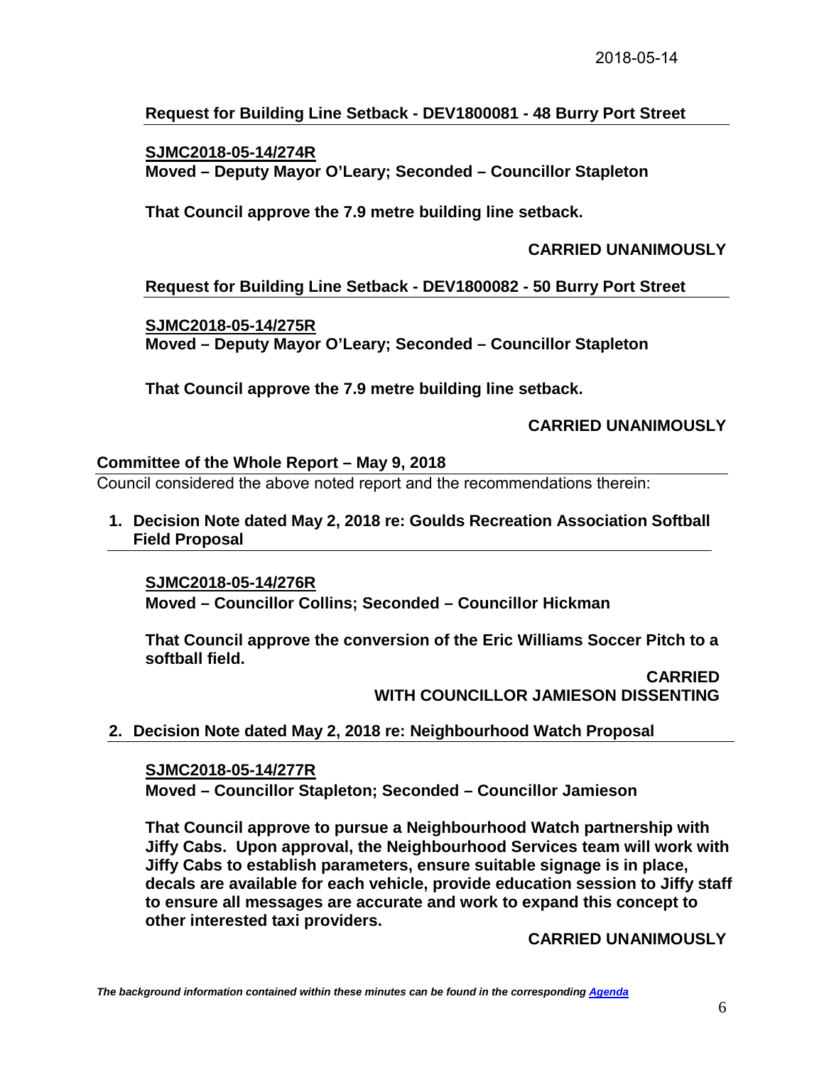**Request for Building Line Setback - DEV1800081 - 48 Burry Port Street**

**SJMC2018-05-14/274R**
**Moved – Deputy Mayor O'Leary; Seconded – Councillor Stapleton**

**That Council approve the 7.9 metre building line setback.**

**CARRIED UNANIMOUSLY**

**Request for Building Line Setback - DEV1800082 - 50 Burry Port Street**

**SJMC2018-05-14/275R**
**Moved – Deputy Mayor O'Leary; Seconded – Councillor Stapleton**

**That Council approve the 7.9 metre building line setback.**

**CARRIED UNANIMOUSLY**

## Committee of the Whole Report – May 9, 2018

Council considered the above noted report and the recommendations therein:

1. **Decision Note dated May 2, 2018 re: Goulds Recreation Association Softball Field Proposal**

   **SJMC2018-05-14/276R**
   **Moved – Councillor Collins; Seconded – Councillor Hickman**

   **That Council approve the conversion of the Eric Williams Soccer Pitch to a softball field.**

   **CARRIED**
   **WITH COUNCILLOR JAMIESON DISSENTING**

2. **Decision Note dated May 2, 2018 re: Neighbourhood Watch Proposal**

   **SJMC2018-05-14/277R**
   **Moved – Councillor Stapleton; Seconded – Councillor Jamieson**

   **That Council approve to pursue a Neighbourhood Watch partnership with Jiffy Cabs. Upon approval, the Neighbourhood Services team will work with Jiffy Cabs to establish parameters, ensure suitable signage is in place, decals are available for each vehicle, provide education session to Jiffy staff to ensure all messages are accurate and work to expand this concept to other interested taxi providers.**

   **CARRIED UNANIMOUSLY**

*The background information contained within these minutes can be found in the corresponding Agenda*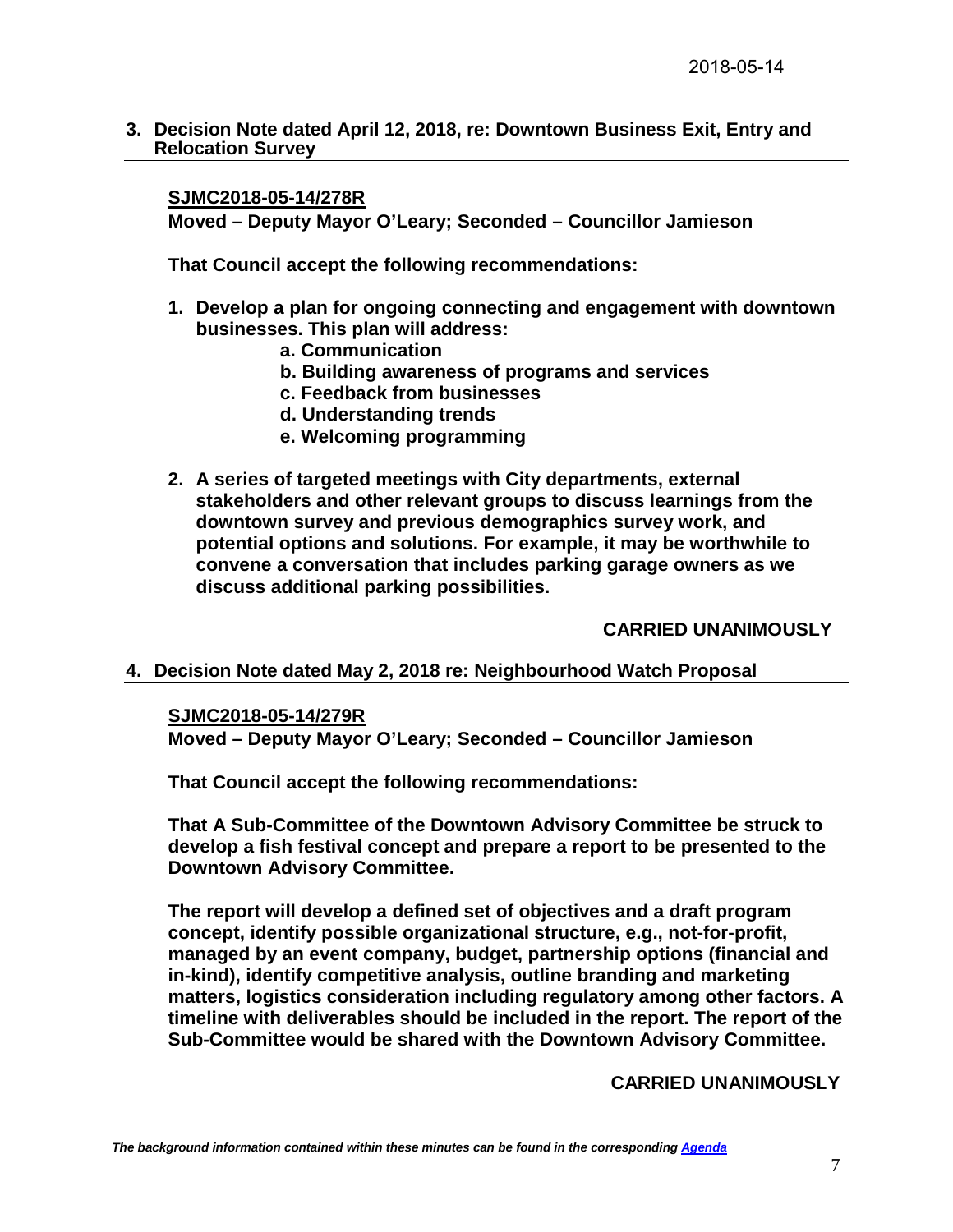**3. Decision Note dated April 12, 2018, re: Downtown Business Exit, Entry and Relocation Survey**

**SJMC2018-05-14/278R**
**Moved – Deputy Mayor O'Leary; Seconded – Councillor Jamieson**

**That Council accept the following recommendations:**

1. **Develop a plan for ongoing connecting and engagement with downtown businesses. This plan will address:**
   - **a. Communication**
   - **b. Building awareness of programs and services**
   - **c. Feedback from businesses**
   - **d. Understanding trends**
   - **e. Welcoming programming**
2. **A series of targeted meetings with City departments, external stakeholders and other relevant groups to discuss learnings from the downtown survey and previous demographics survey work, and potential options and solutions. For example, it may be worthwhile to convene a conversation that includes parking garage owners as we discuss additional parking possibilities.**

**CARRIED UNANIMOUSLY**

**4. Decision Note dated May 2, 2018 re: Neighbourhood Watch Proposal**

**SJMC2018-05-14/279R**
**Moved – Deputy Mayor O'Leary; Seconded – Councillor Jamieson**

**That Council accept the following recommendations:**

**That A Sub-Committee of the Downtown Advisory Committee be struck to develop a fish festival concept and prepare a report to be presented to the Downtown Advisory Committee.**

**The report will develop a defined set of objectives and a draft program concept, identify possible organizational structure, e.g., not-for-profit, managed by an event company, budget, partnership options (financial and in-kind), identify competitive analysis, outline branding and marketing matters, logistics consideration including regulatory among other factors. A timeline with deliverables should be included in the report. The report of the Sub-Committee would be shared with the Downtown Advisory Committee.**

**CARRIED UNANIMOUSLY**

***The background information contained within these minutes can be found in the corresponding Agenda***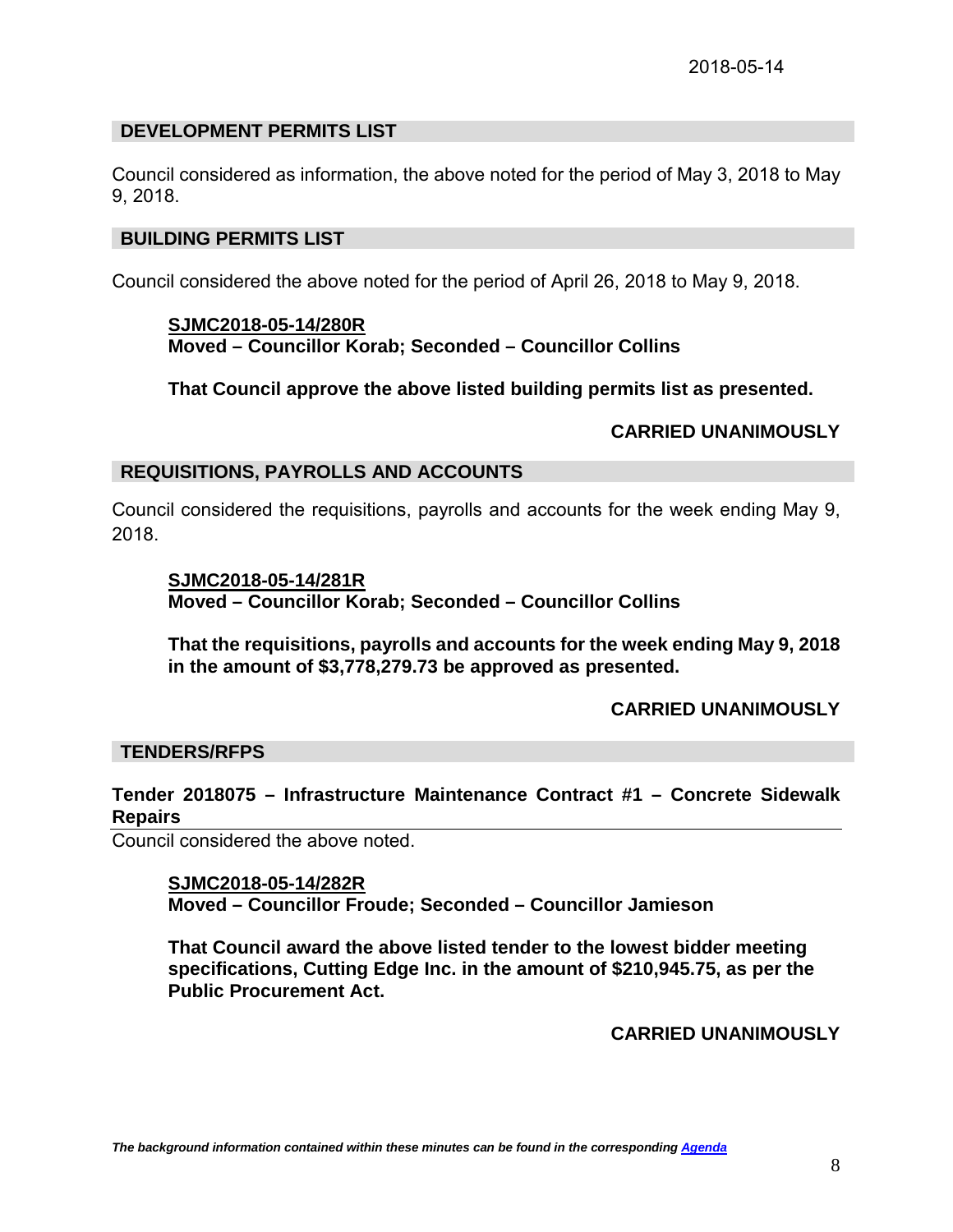## DEVELOPMENT PERMITS LIST

Council considered as information, the above noted for the period of May 3, 2018 to May 9, 2018.

## BUILDING PERMITS LIST

Council considered the above noted for the period of April 26, 2018 to May 9, 2018.

**SJMC2018-05-14/280R**
**Moved – Councillor Korab; Seconded – Councillor Collins**

**That Council approve the above listed building permits list as presented.**

**CARRIED UNANIMOUSLY**

## REQUISITIONS, PAYROLLS AND ACCOUNTS

Council considered the requisitions, payrolls and accounts for the week ending May 9, 2018.

**SJMC2018-05-14/281R**
**Moved – Councillor Korab; Seconded – Councillor Collins**

**That the requisitions, payrolls and accounts for the week ending May 9, 2018 in the amount of $3,778,279.73 be approved as presented.**

**CARRIED UNANIMOUSLY**

## TENDERS/RFPS

### Tender 2018075 – Infrastructure Maintenance Contract #1 – Concrete Sidewalk Repairs

Council considered the above noted.

**SJMC2018-05-14/282R**
**Moved – Councillor Froude; Seconded – Councillor Jamieson**

**That Council award the above listed tender to the lowest bidder meeting specifications, Cutting Edge Inc. in the amount of $210,945.75, as per the Public Procurement Act.**

**CARRIED UNANIMOUSLY**

***The background information contained within these minutes can be found in the corresponding Agenda***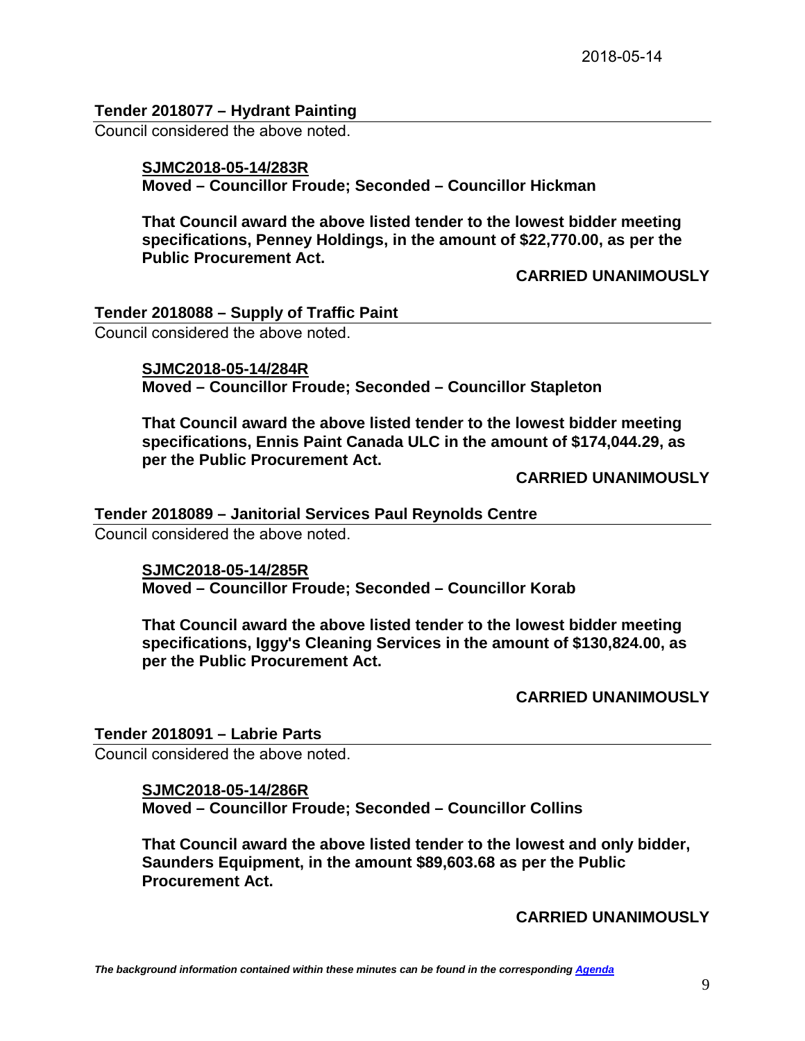**Tender 2018077 – Hydrant Painting**

Council considered the above noted.

> **SJMC2018-05-14/283R**
> **Moved – Councillor Froude; Seconded – Councillor Hickman**
>
> **That Council award the above listed tender to the lowest bidder meeting specifications, Penney Holdings, in the amount of $22,770.00, as per the Public Procurement Act.**
>
> **CARRIED UNANIMOUSLY**

**Tender 2018088 – Supply of Traffic Paint**

Council considered the above noted.

> **SJMC2018-05-14/284R**
> **Moved – Councillor Froude; Seconded – Councillor Stapleton**
>
> **That Council award the above listed tender to the lowest bidder meeting specifications, Ennis Paint Canada ULC in the amount of $174,044.29, as per the Public Procurement Act.**
>
> **CARRIED UNANIMOUSLY**

**Tender 2018089 – Janitorial Services Paul Reynolds Centre**

Council considered the above noted.

> **SJMC2018-05-14/285R**
> **Moved – Councillor Froude; Seconded – Councillor Korab**
>
> **That Council award the above listed tender to the lowest bidder meeting specifications, Iggy's Cleaning Services in the amount of $130,824.00, as per the Public Procurement Act.**
>
> **CARRIED UNANIMOUSLY**

**Tender 2018091 – Labrie Parts**

Council considered the above noted.

> **SJMC2018-05-14/286R**
> **Moved – Councillor Froude; Seconded – Councillor Collins**
>
> **That Council award the above listed tender to the lowest and only bidder, Saunders Equipment, in the amount $89,603.68 as per the Public Procurement Act.**
>
> **CARRIED UNANIMOUSLY**

***The background information contained within these minutes can be found in the corresponding Agenda***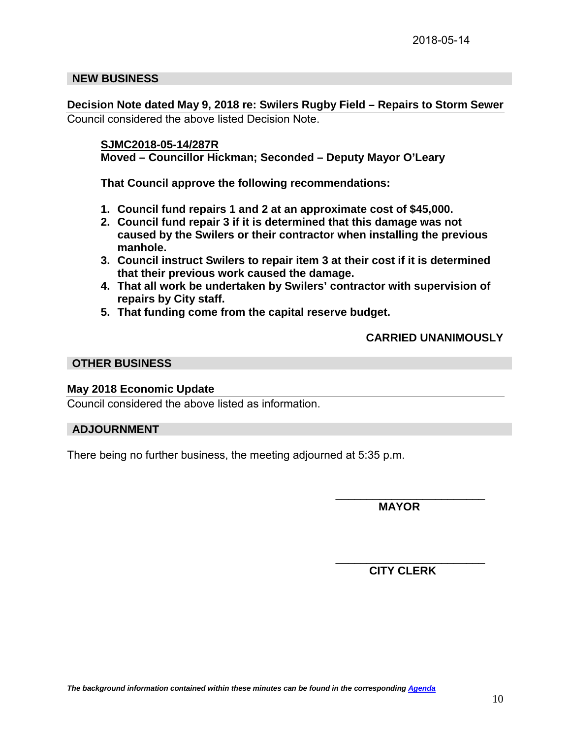## NEW BUSINESS

**Decision Note dated May 9, 2018 re: Swilers Rugby Field – Repairs to Storm Sewer**

Council considered the above listed Decision Note.

**SJMC2018-05-14/287R**
**Moved – Councillor Hickman; Seconded – Deputy Mayor O'Leary**

**That Council approve the following recommendations:**

1. **Council fund repairs 1 and 2 at an approximate cost of $45,000.**
2. **Council fund repair 3 if it is determined that this damage was not caused by the Swilers or their contractor when installing the previous manhole.**
3. **Council instruct Swilers to repair item 3 at their cost if it is determined that their previous work caused the damage.**
4. **That all work be undertaken by Swilers' contractor with supervision of repairs by City staff.**
5. **That funding come from the capital reserve budget.**

**CARRIED UNANIMOUSLY**

## OTHER BUSINESS

**May 2018 Economic Update**

Council considered the above listed as information.

## ADJOURNMENT

There being no further business, the meeting adjourned at 5:35 p.m.

\_\_\_\_\_\_\_\_\_\_\_\_\_\_\_\_\_\_\_\_\_\_\_\_
**MAYOR**

\_\_\_\_\_\_\_\_\_\_\_\_\_\_\_\_\_\_\_\_\_\_\_\_
**CITY CLERK**

***The background information contained within these minutes can be found in the corresponding Agenda***